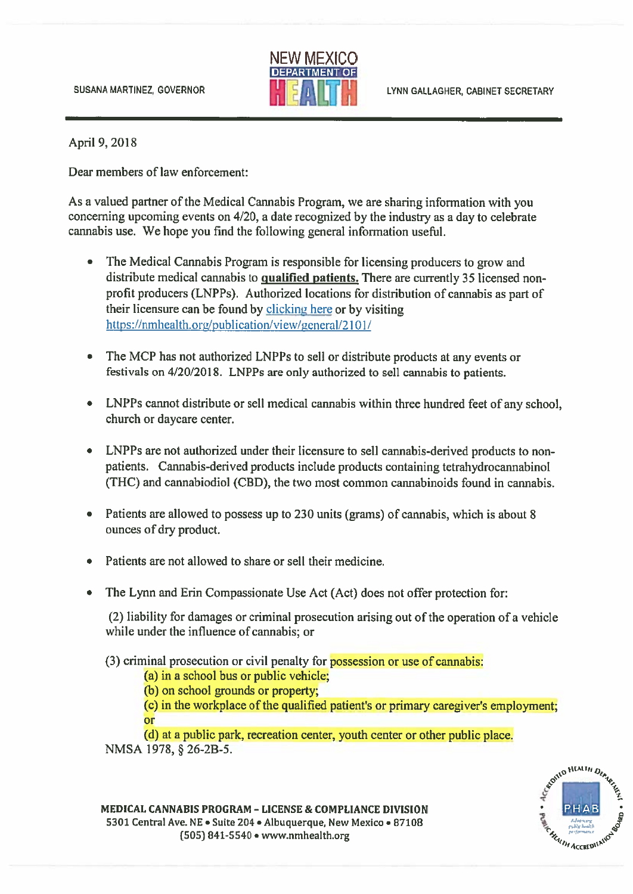SUSANA MARTINEZ, GOVERNOR

NEW MEXICO DEPARTMENT OF HEALTH

LYNN GALLAGHER, CABINET SECRETARY

April 9, 2018

Dear members of law enforcement:

As a valued partner of the Medical Cannabis Program, we are sharing information with you concerning upcoming events on 4/20, a date recognized by the industry as a day to celebrate cannabis use. We hope you find the following general information useful.

- The Medical Cannabis Program is responsible for licensing producers to grow and distribute medical cannabis to **qualified patients.** There are currently 35 licensed non-profit producers (LNPPs). Authorized locations for distribution of cannabis as part of their licensure can be found by clicking here or by visiting https://nmhealth.org/publication/view/general/2101/

- The MCP has not authorized LNPPs to sell or distribute products at any events or festivals on 4/20/2018. LNPPs are only authorized to sell cannabis to patients.

- LNPPs cannot distribute or sell medical cannabis within three hundred feet of any school, church or daycare center.

- LNPPs are not authorized under their licensure to sell cannabis-derived products to non-patients. Cannabis-derived products include products containing tetrahydrocannabinol (THC) and cannabiodiol (CBD), the two most common cannabinoids found in cannabis.

- Patients are allowed to possess up to 230 units (grams) of cannabis, which is about 8 ounces of dry product.

- Patients are not allowed to share or sell their medicine.

- The Lynn and Erin Compassionate Use Act (Act) does not offer protection for:

  (2) liability for damages or criminal prosecution arising out of the operation of a vehicle while under the influence of cannabis; or

  (3) criminal prosecution or civil penalty for possession or use of cannabis:
  - (a) in a school bus or public vehicle;
  - (b) on school grounds or property;
  - (c) in the workplace of the qualified patient's or primary caregiver's employment; or
  - (d) at a public park, recreation center, youth center or other public place.

  NMSA 1978, § 26-2B-5.

**MEDICAL CANNABIS PROGRAM – LICENSE & COMPLIANCE DIVISION**
5301 Central Ave. NE • Suite 204 • Albuquerque, New Mexico • 87108
(505) 841-5540 • www.nmhealth.org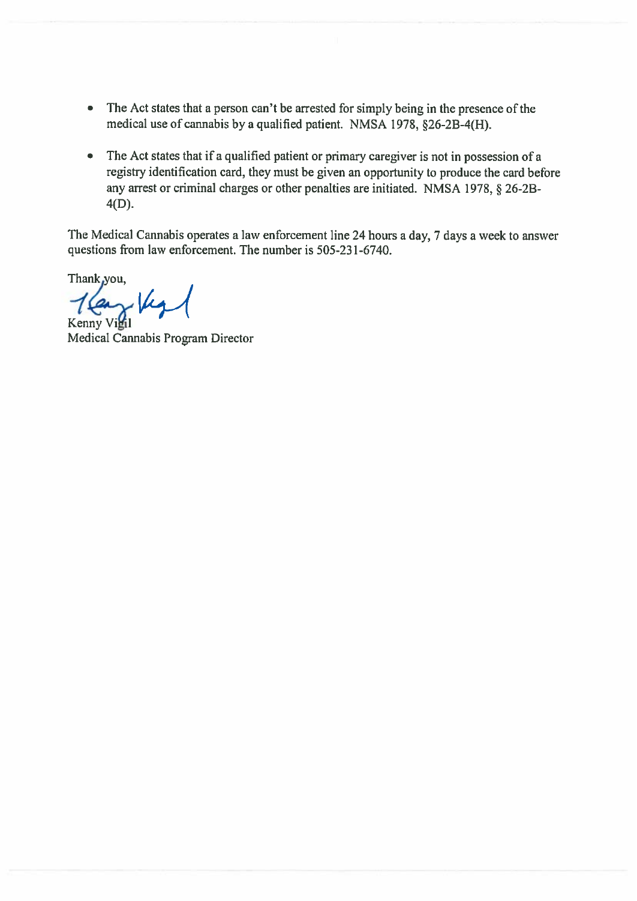- The Act states that a person can't be arrested for simply being in the presence of the medical use of cannabis by a qualified patient. NMSA 1978, §26-2B-4(H).
- The Act states that if a qualified patient or primary caregiver is not in possession of a registry identification card, they must be given an opportunity to produce the card before any arrest or criminal charges or other penalties are initiated. NMSA 1978, § 26-2B-4(D).

The Medical Cannabis operates a law enforcement line 24 hours a day, 7 days a week to answer questions from law enforcement. The number is 505-231-6740.

Thank you,

Kenny Vigil
Medical Cannabis Program Director